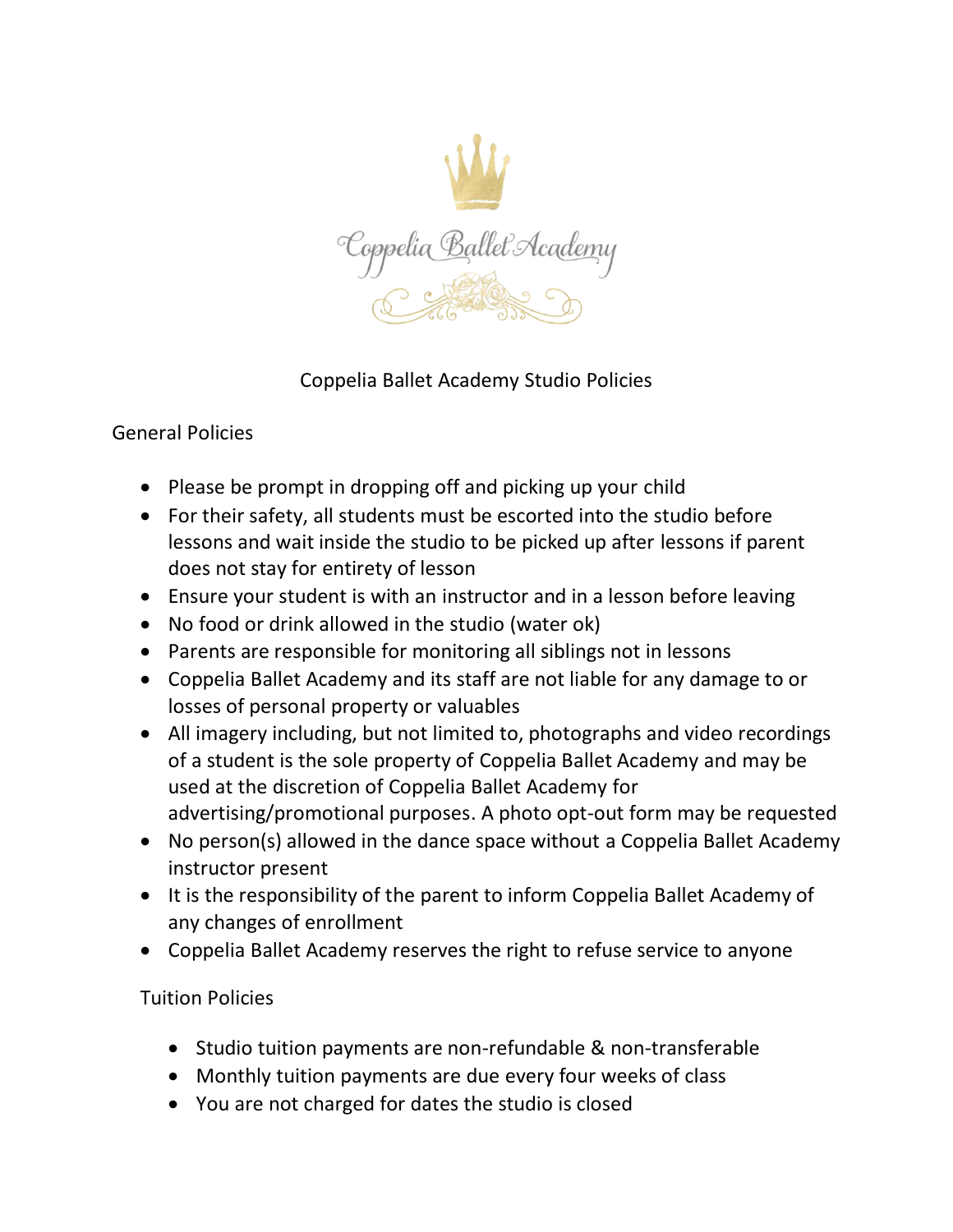Coppelia Ballet Academy

# Coppelia Ballet Academy Studio Policies

## General Policies

- Please be prompt in dropping off and picking up your child
- For their safety, all students must be escorted into the studio before lessons and wait inside the studio to be picked up after lessons if parent does not stay for entirety of lesson
- Ensure your student is with an instructor and in a lesson before leaving
- No food or drink allowed in the studio (water ok)
- Parents are responsible for monitoring all siblings not in lessons
- Coppelia Ballet Academy and its staff are not liable for any damage to or losses of personal property or valuables
- All imagery including, but not limited to, photographs and video recordings of a student is the sole property of Coppelia Ballet Academy and may be used at the discretion of Coppelia Ballet Academy for advertising/promotional purposes. A photo opt-out form may be requested
- No person(s) allowed in the dance space without a Coppelia Ballet Academy instructor present
- It is the responsibility of the parent to inform Coppelia Ballet Academy of any changes of enrollment
- Coppelia Ballet Academy reserves the right to refuse service to anyone

## Tuition Policies

- Studio tuition payments are non-refundable & non-transferable
- Monthly tuition payments are due every four weeks of class
- You are not charged for dates the studio is closed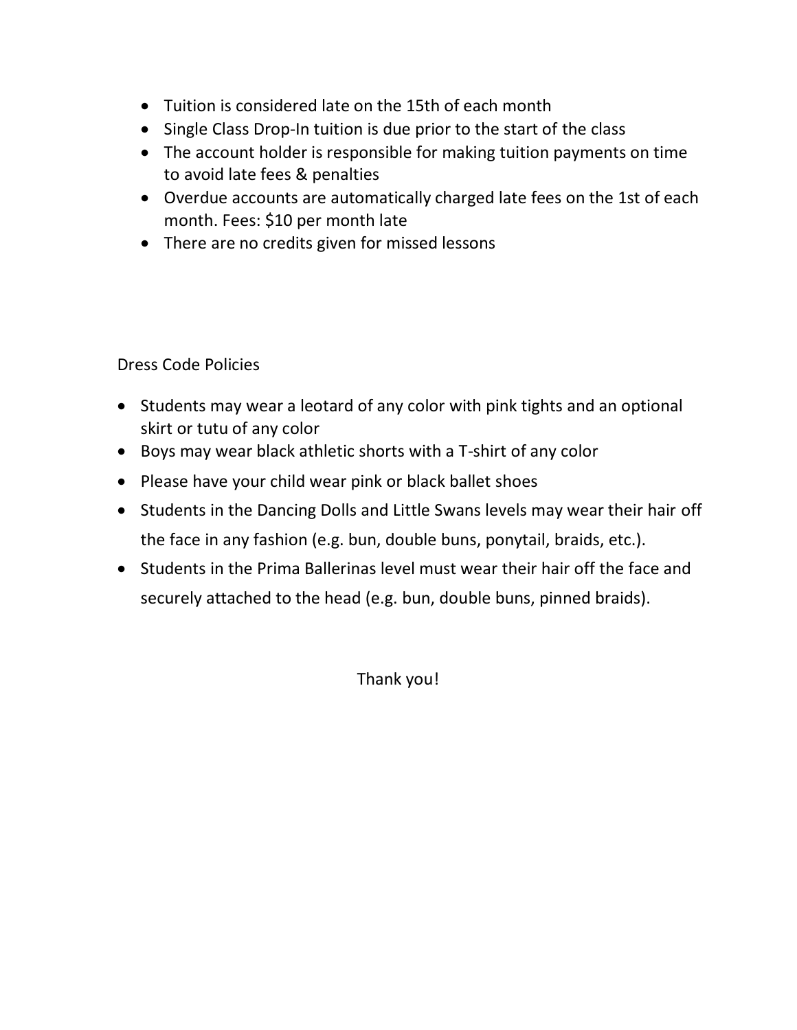- Tuition is considered late on the 15th of each month
- Single Class Drop-In tuition is due prior to the start of the class
- The account holder is responsible for making tuition payments on time to avoid late fees & penalties
- Overdue accounts are automatically charged late fees on the 1st of each month. Fees: $10 per month late
- There are no credits given for missed lessons

Dress Code Policies

- Students may wear a leotard of any color with pink tights and an optional skirt or tutu of any color
- Boys may wear black athletic shorts with a T-shirt of any color
- Please have your child wear pink or black ballet shoes
- Students in the Dancing Dolls and Little Swans levels may wear their hair off the face in any fashion (e.g. bun, double buns, ponytail, braids, etc.).
- Students in the Prima Ballerinas level must wear their hair off the face and securely attached to the head (e.g. bun, double buns, pinned braids).

Thank you!